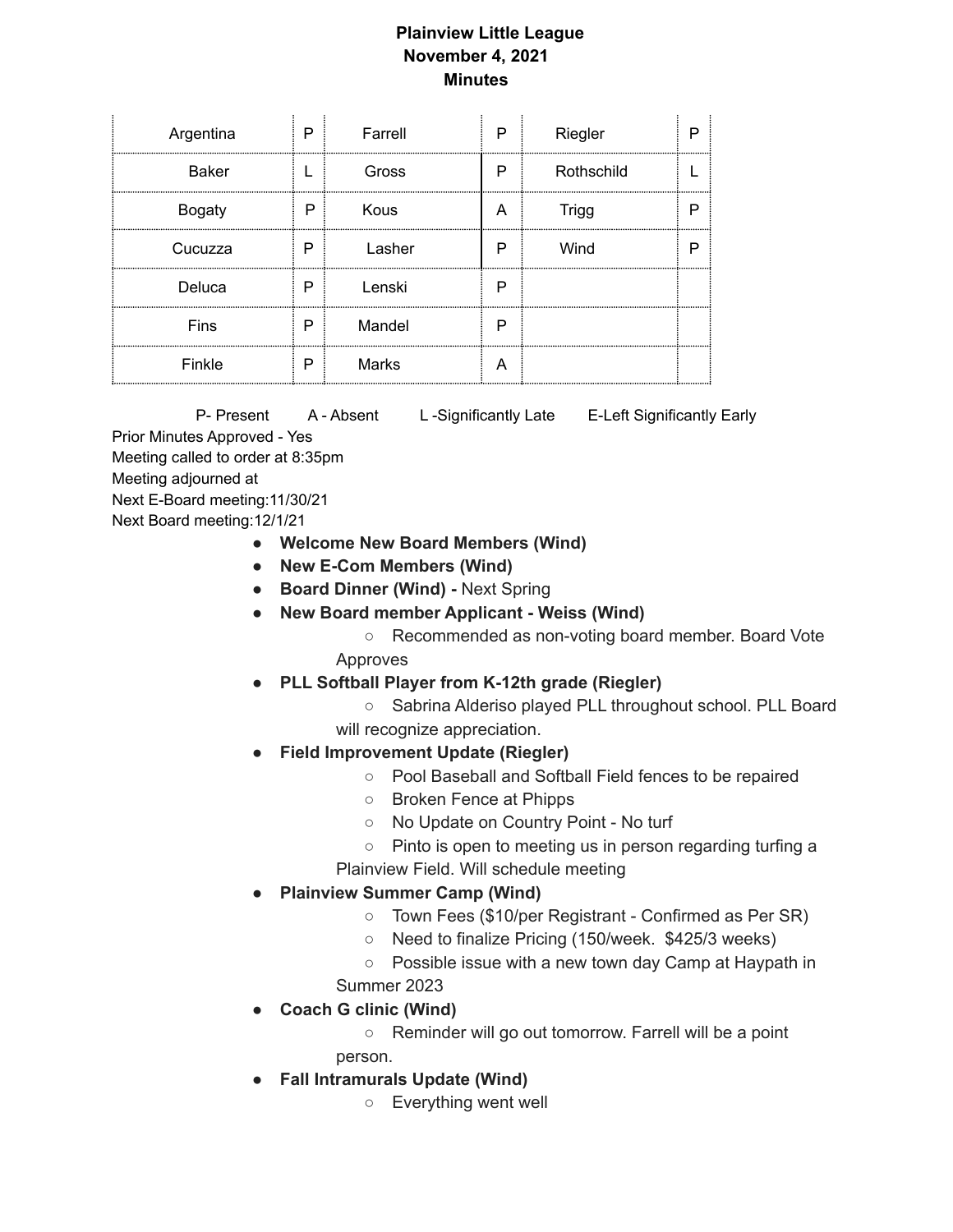# Plainview Little League
## November 4, 2021
## Minutes

| | | | | | |
|---|---|---|---|---|---|
| Argentina | P | Farrell | P | Riegler | P |
| Baker | L | Gross | P | Rothschild | L |
| Bogaty | P | Kous | A | Trigg | P |
| Cucuzza | P | Lasher | P | Wind | P |
| Deluca | P | Lenski | P | | |
| Fins | P | Mandel | P | | |
| Finkle | P | Marks | A | | |

P- Present A - Absent L -Significantly Late E-Left Significantly Early

Prior Minutes Approved - Yes
Meeting called to order at 8:35pm
Meeting adjourned at
Next E-Board meeting:11/30/21
Next Board meeting:12/1/21

- **Welcome New Board Members (Wind)**
- **New E-Com Members (Wind)**
- **Board Dinner (Wind) -** Next Spring
- **New Board member Applicant - Weiss (Wind)**
  - Recommended as non-voting board member. Board Vote Approves
- **PLL Softball Player from K-12th grade (Riegler)**
  - Sabrina Alderiso played PLL throughout school. PLL Board will recognize appreciation.
- **Field Improvement Update (Riegler)**
  - Pool Baseball and Softball Field fences to be repaired
  - Broken Fence at Phipps
  - No Update on Country Point - No turf
  - Pinto is open to meeting us in person regarding turfing a Plainview Field. Will schedule meeting
- **Plainview Summer Camp (Wind)**
  - Town Fees ($10/per Registrant - Confirmed as Per SR)
  - Need to finalize Pricing (150/week. $425/3 weeks)
  - Possible issue with a new town day Camp at Haypath in Summer 2023
- **Coach G clinic (Wind)**
  - Reminder will go out tomorrow. Farrell will be a point person.
- **Fall Intramurals Update (Wind)**
  - Everything went well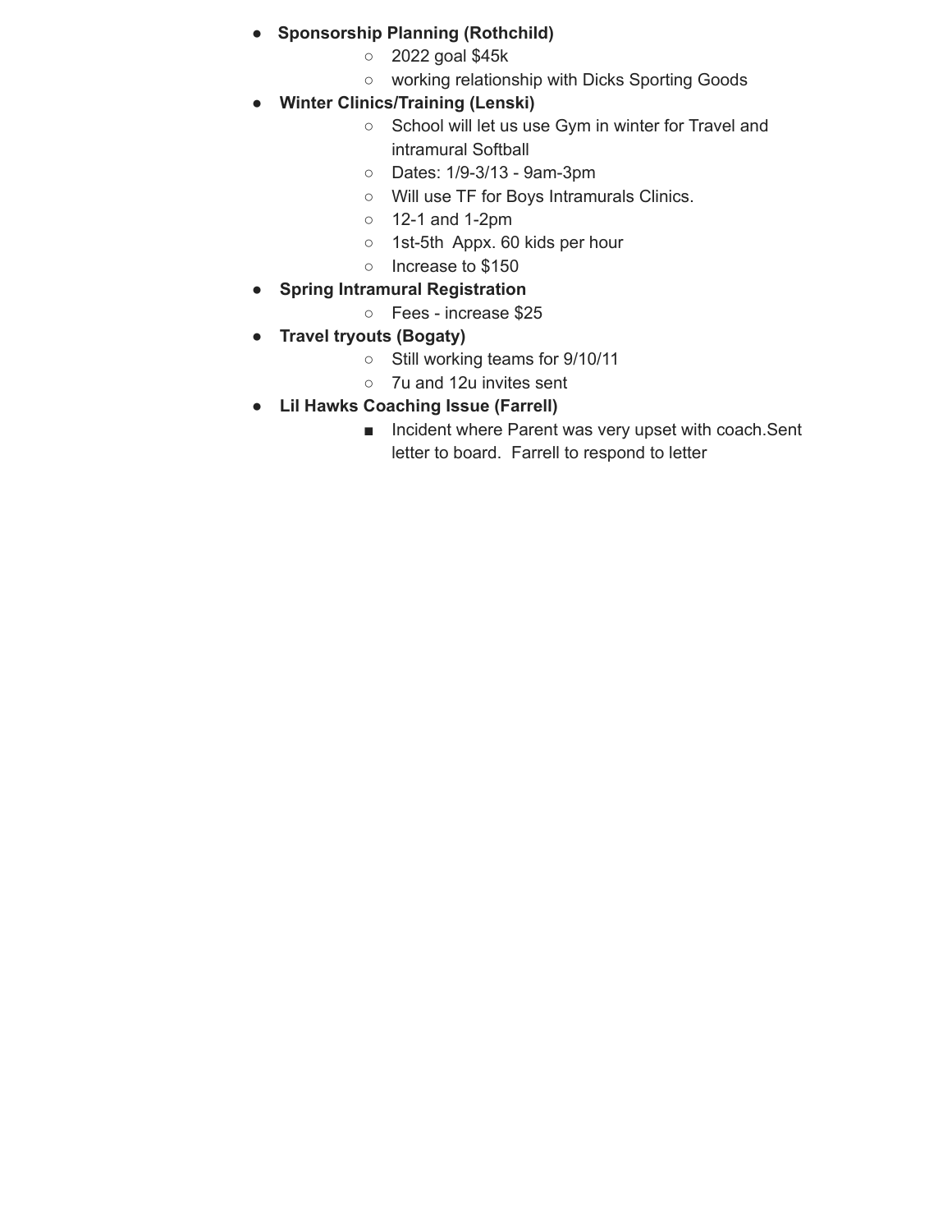- **Sponsorship Planning (Rothchild)**
  - 2022 goal $45k
  - working relationship with Dicks Sporting Goods
- **Winter Clinics/Training (Lenski)**
  - School will let us use Gym in winter for Travel and intramural Softball
  - Dates: 1/9-3/13 - 9am-3pm
  - Will use TF for Boys Intramurals Clinics.
  - 12-1 and 1-2pm
  - 1st-5th  Appx. 60 kids per hour
  - Increase to $150
- **Spring Intramural Registration**
  - Fees - increase $25
- **Travel tryouts (Bogaty)**
  - Still working teams for 9/10/11
  - 7u and 12u invites sent
- **Lil Hawks Coaching Issue (Farrell)**
    - Incident where Parent was very upset with coach.Sent letter to board.  Farrell to respond to letter